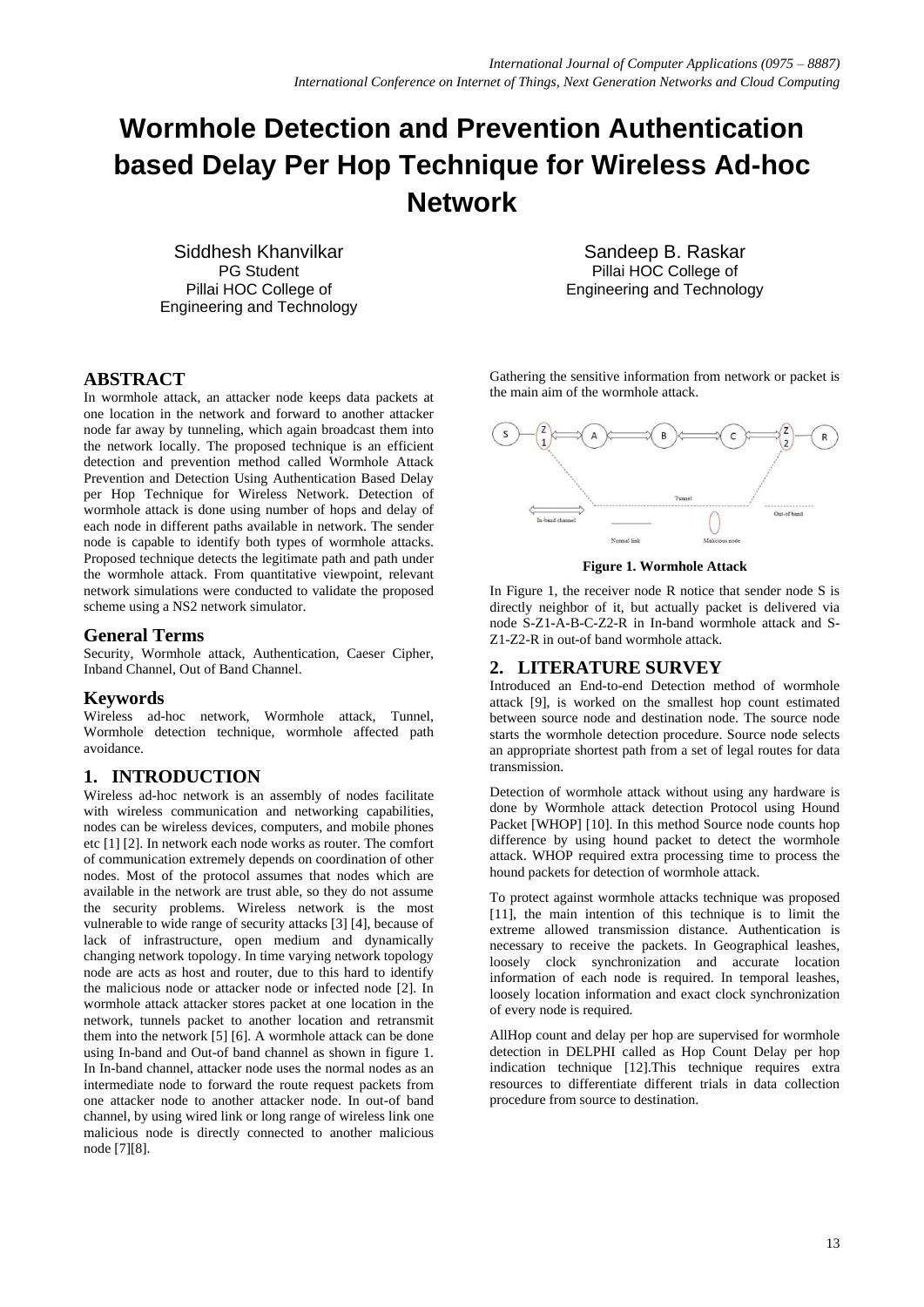# Wormhole Detection and Prevention Authentication based Delay Per Hop Technique for Wireless Ad-hoc Network

Siddhesh Khanvilkar
PG Student
Pillai HOC College of Engineering and Technology

Sandeep B. Raskar
Pillai HOC College of Engineering and Technology

## ABSTRACT

In wormhole attack, an attacker node keeps data packets at one location in the network and forward to another attacker node far away by tunneling, which again broadcast them into the network locally. The proposed technique is an efficient detection and prevention method called Wormhole Attack Prevention and Detection Using Authentication Based Delay per Hop Technique for Wireless Network. Detection of wormhole attack is done using number of hops and delay of each node in different paths available in network. The sender node is capable to identify both types of wormhole attacks. Proposed technique detects the legitimate path and path under the wormhole attack. From quantitative viewpoint, relevant network simulations were conducted to validate the proposed scheme using a NS2 network simulator.

### General Terms

Security, Wormhole attack, Authentication, Caeser Cipher, Inband Channel, Out of Band Channel.

### Keywords

Wireless ad-hoc network, Wormhole attack, Tunnel, Wormhole detection technique, wormhole affected path avoidance.

## 1. INTRODUCTION

Wireless ad-hoc network is an assembly of nodes facilitate with wireless communication and networking capabilities, nodes can be wireless devices, computers, and mobile phones etc [1] [2]. In network each node works as router. The comfort of communication extremely depends on coordination of other nodes. Most of the protocol assumes that nodes which are available in the network are trust able, so they do not assume the security problems. Wireless network is the most vulnerable to wide range of security attacks [3] [4], because of lack of infrastructure, open medium and dynamically changing network topology. In time varying network topology node are acts as host and router, due to this hard to identify the malicious node or attacker node or infected node [2]. In wormhole attack attacker stores packet at one location in the network, tunnels packet to another location and retransmit them into the network [5] [6]. A wormhole attack can be done using In-band and Out-of band channel as shown in figure 1. In In-band channel, attacker node uses the normal nodes as an intermediate node to forward the route request packets from one attacker node to another attacker node. In out-of band channel, by using wired link or long range of wireless link one malicious node is directly connected to another malicious node [7][8].

Gathering the sensitive information from network or packet is the main aim of the wormhole attack.

S
Z1
A
B
C
Z2
R
Tunnel
In-band channel
Out-of band
Normal link
Malicious node

**Figure 1. Wormhole Attack**

In Figure 1, the receiver node R notice that sender node S is directly neighbor of it, but actually packet is delivered via node S-Z1-A-B-C-Z2-R in In-band wormhole attack and S-Z1-Z2-R in out-of band wormhole attack.

## 2. LITERATURE SURVEY

Introduced an End-to-end Detection method of wormhole attack [9], is worked on the smallest hop count estimated between source node and destination node. The source node starts the wormhole detection procedure. Source node selects an appropriate shortest path from a set of legal routes for data transmission.

Detection of wormhole attack without using any hardware is done by Wormhole attack detection Protocol using Hound Packet [WHOP] [10]. In this method Source node counts hop difference by using hound packet to detect the wormhole attack. WHOP required extra processing time to process the hound packets for detection of wormhole attack.

To protect against wormhole attacks technique was proposed [11], the main intention of this technique is to limit the extreme allowed transmission distance. Authentication is necessary to receive the packets. In Geographical leashes, loosely clock synchronization and accurate location information of each node is required. In temporal leashes, loosely location information and exact clock synchronization of every node is required.

AllHop count and delay per hop are supervised for wormhole detection in DELPHI called as Hop Count Delay per hop indication technique [12].This technique requires extra resources to differentiate different trials in data collection procedure from source to destination.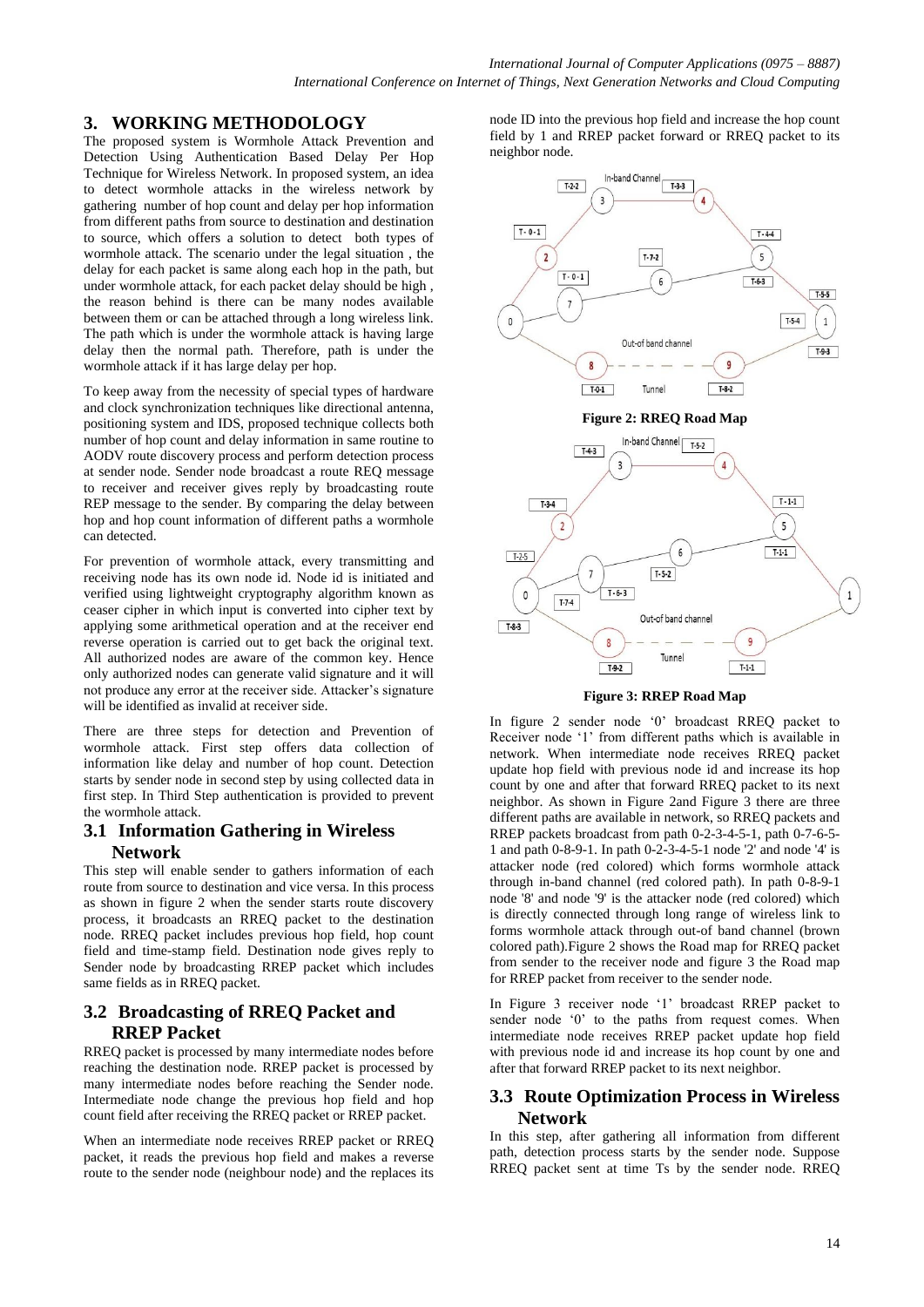## 3. WORKING METHODOLOGY

The proposed system is Wormhole Attack Prevention and Detection Using Authentication Based Delay Per Hop Technique for Wireless Network. In proposed system, an idea to detect wormhole attacks in the wireless network by gathering number of hop count and delay per hop information from different paths from source to destination and destination to source, which offers a solution to detect both types of wormhole attack. The scenario under the legal situation , the delay for each packet is same along each hop in the path, but under wormhole attack, for each packet delay should be high , the reason behind is there can be many nodes available between them or can be attached through a long wireless link. The path which is under the wormhole attack is having large delay then the normal path. Therefore, path is under the wormhole attack if it has large delay per hop.

To keep away from the necessity of special types of hardware and clock synchronization techniques like directional antenna, positioning system and IDS, proposed technique collects both number of hop count and delay information in same routine to AODV route discovery process and perform detection process at sender node. Sender node broadcast a route REQ message to receiver and receiver gives reply by broadcasting route REP message to the sender. By comparing the delay between hop and hop count information of different paths a wormhole can detected.

For prevention of wormhole attack, every transmitting and receiving node has its own node id. Node id is initiated and verified using lightweight cryptography algorithm known as ceaser cipher in which input is converted into cipher text by applying some arithmetical operation and at the receiver end reverse operation is carried out to get back the original text. All authorized nodes are aware of the common key. Hence only authorized nodes can generate valid signature and it will not produce any error at the receiver side. Attacker's signature will be identified as invalid at receiver side.

There are three steps for detection and Prevention of wormhole attack. First step offers data collection of information like delay and number of hop count. Detection starts by sender node in second step by using collected data in first step. In Third Step authentication is provided to prevent the wormhole attack.

### 3.1 Information Gathering in Wireless Network

This step will enable sender to gathers information of each route from source to destination and vice versa. In this process as shown in figure 2 when the sender starts route discovery process, it broadcasts an RREQ packet to the destination node. RREQ packet includes previous hop field, hop count field and time-stamp field. Destination node gives reply to Sender node by broadcasting RREP packet which includes same fields as in RREQ packet.

### 3.2 Broadcasting of RREQ Packet and RREP Packet

RREQ packet is processed by many intermediate nodes before reaching the destination node. RREP packet is processed by many intermediate nodes before reaching the Sender node. Intermediate node change the previous hop field and hop count field after receiving the RREQ packet or RREP packet.

When an intermediate node receives RREP packet or RREQ packet, it reads the previous hop field and makes a reverse route to the sender node (neighbour node) and the replaces its node ID into the previous hop field and increase the hop count field by 1 and RREP packet forward or RREQ packet to its neighbor node.

In-band Channel
T-2-2
T-3-3
T - 0-1
T - 4-4
T-7-2
T - 0-1
T-6-3
T-5-5
T-5-4
T-9-3
Out-of band channel
T-0-1
Tunnel
T-8-2
0 1 2 3 4 5 6 7 8 9

**Figure 2: RREQ Road Map**

In-band Channel
T-4-3
T-5-2
T-3-4
T - 1-1
T-2-5
T-1-1
T-5-2
T-6-3
T-7-4
T-8-3
Out-of band channel
Tunnel
T-9-2
T-1-1
0 1 2 3 4 5 6 7 8 9

**Figure 3: RREP Road Map**

In figure 2 sender node '0' broadcast RREQ packet to Receiver node '1' from different paths which is available in network. When intermediate node receives RREQ packet update hop field with previous node id and increase its hop count by one and after that forward RREQ packet to its next neighbor. As shown in Figure 2and Figure 3 there are three different paths are available in network, so RREQ packets and RREP packets broadcast from path 0-2-3-4-5-1, path 0-7-6-5-1 and path 0-8-9-1. In path 0-2-3-4-5-1 node '2' and node '4' is attacker node (red colored) which forms wormhole attack through in-band channel (red colored path). In path 0-8-9-1 node '8' and node '9' is the attacker node (red colored) which is directly connected through long range of wireless link to forms wormhole attack through out-of band channel (brown colored path).Figure 2 shows the Road map for RREQ packet from sender to the receiver node and figure 3 the Road map for RREP packet from receiver to the sender node.

In Figure 3 receiver node '1' broadcast RREP packet to sender node '0' to the paths from request comes. When intermediate node receives RREP packet update hop field with previous node id and increase its hop count by one and after that forward RREP packet to its next neighbor.

### 3.3 Route Optimization Process in Wireless Network

In this step, after gathering all information from different path, detection process starts by the sender node. Suppose RREQ packet sent at time Ts by the sender node. RREQ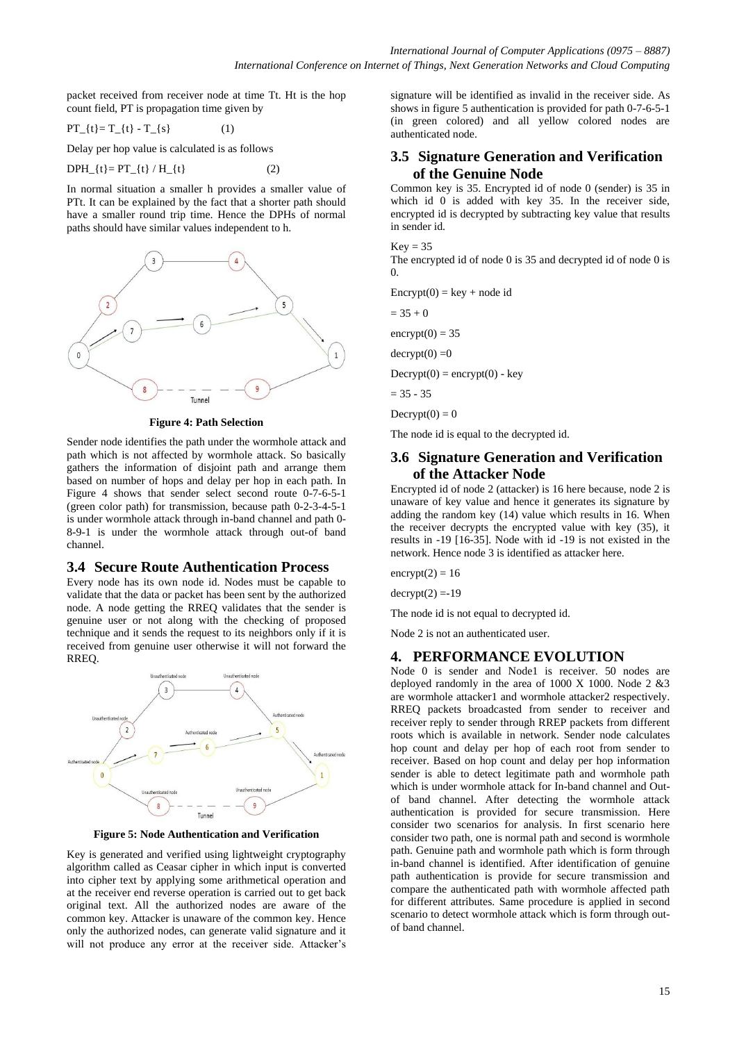packet received from receiver node at time Tt. Ht is the hop count field, PT is propagation time given by

$$PT_{t} = T_{t} - T_{s} \quad (1)$$

Delay per hop value is calculated is as follows

$$DPH_{t} = PT_{t} / H_{t} \quad (2)$$

In normal situation a smaller h provides a smaller value of PTt. It can be explained by the fact that a shorter path should have a smaller round trip time. Hence the DPHs of normal paths should have similar values independent to h.

3
4
2
5
7
6
0
1
8
9
Tunnel

**Figure 4: Path Selection**

Sender node identifies the path under the wormhole attack and path which is not affected by wormhole attack. So basically gathers the information of disjoint path and arrange them based on number of hops and delay per hop in each path. In Figure 4 shows that sender select second route 0-7-6-5-1 (green color path) for transmission, because path 0-2-3-4-5-1 is under wormhole attack through in-band channel and path 0-8-9-1 is under the wormhole attack through out-of band channel.

## 3.4 Secure Route Authentication Process

Every node has its own node id. Nodes must be capable to validate that the data or packet has been sent by the authorized node. A node getting the RREQ validates that the sender is genuine user or not along with the checking of proposed technique and it sends the request to its neighbors only if it is received from genuine user otherwise it will not forward the RREQ.

Unauthenticated node
3
Unauthenticated node
4
Unauthenticated node
2
Authenticated node
5
Authenticated node
7
6
Authenticated node
Authenticated node
0
1
Unauthenticated node
8
Unauthenticated node
9
Tunnel

**Figure 5: Node Authentication and Verification**

Key is generated and verified using lightweight cryptography algorithm called as Ceasar cipher in which input is converted into cipher text by applying some arithmetical operation and at the receiver end reverse operation is carried out to get back original text. All the authorized nodes are aware of the common key. Attacker is unaware of the common key. Hence only the authorized nodes, can generate valid signature and it will not produce any error at the receiver side. Attacker's signature will be identified as invalid in the receiver side. As shows in figure 5 authentication is provided for path 0-7-6-5-1 (in green colored) and all yellow colored nodes are authenticated node.

## 3.5 Signature Generation and Verification of the Genuine Node

Common key is 35. Encrypted id of node 0 (sender) is 35 in which id 0 is added with key 35. In the receiver side, encrypted id is decrypted by subtracting key value that results in sender id.

Key = 35

The encrypted id of node 0 is 35 and decrypted id of node 0 is 0.

Encrypt(0) = key + node id

= 35 + 0

encrypt(0) = 35

decrypt(0) =0

Decrypt(0) = encrypt(0) - key

= 35 - 35

Decrypt(0) = 0

The node id is equal to the decrypted id.

## 3.6 Signature Generation and Verification of the Attacker Node

Encrypted id of node 2 (attacker) is 16 here because, node 2 is unaware of key value and hence it generates its signature by adding the random key (14) value which results in 16. When the receiver decrypts the encrypted value with key (35), it results in -19 [16-35]. Node with id -19 is not existed in the network. Hence node 3 is identified as attacker here.

encrypt(2) = 16

decrypt(2) =-19

The node id is not equal to decrypted id.

Node 2 is not an authenticated user.

# 4. PERFORMANCE EVOLUTION

Node 0 is sender and Node1 is receiver. 50 nodes are deployed randomly in the area of 1000 X 1000. Node 2 &3 are wormhole attacker1 and wormhole attacker2 respectively. RREQ packets broadcasted from sender to receiver and receiver reply to sender through RREP packets from different roots which is available in network. Sender node calculates hop count and delay per hop of each root from sender to receiver. Based on hop count and delay per hop information sender is able to detect legitimate path and wormhole path which is under wormhole attack for In-band channel and Out-of band channel. After detecting the wormhole attack authentication is provided for secure transmission. Here consider two scenarios for analysis. In first scenario here consider two path, one is normal path and second is wormhole path. Genuine path and wormhole path which is form through in-band channel is identified. After identification of genuine path authentication is provide for secure transmission and compare the authenticated path with wormhole affected path for different attributes. Same procedure is applied in second scenario to detect wormhole attack which is form through out-of band channel.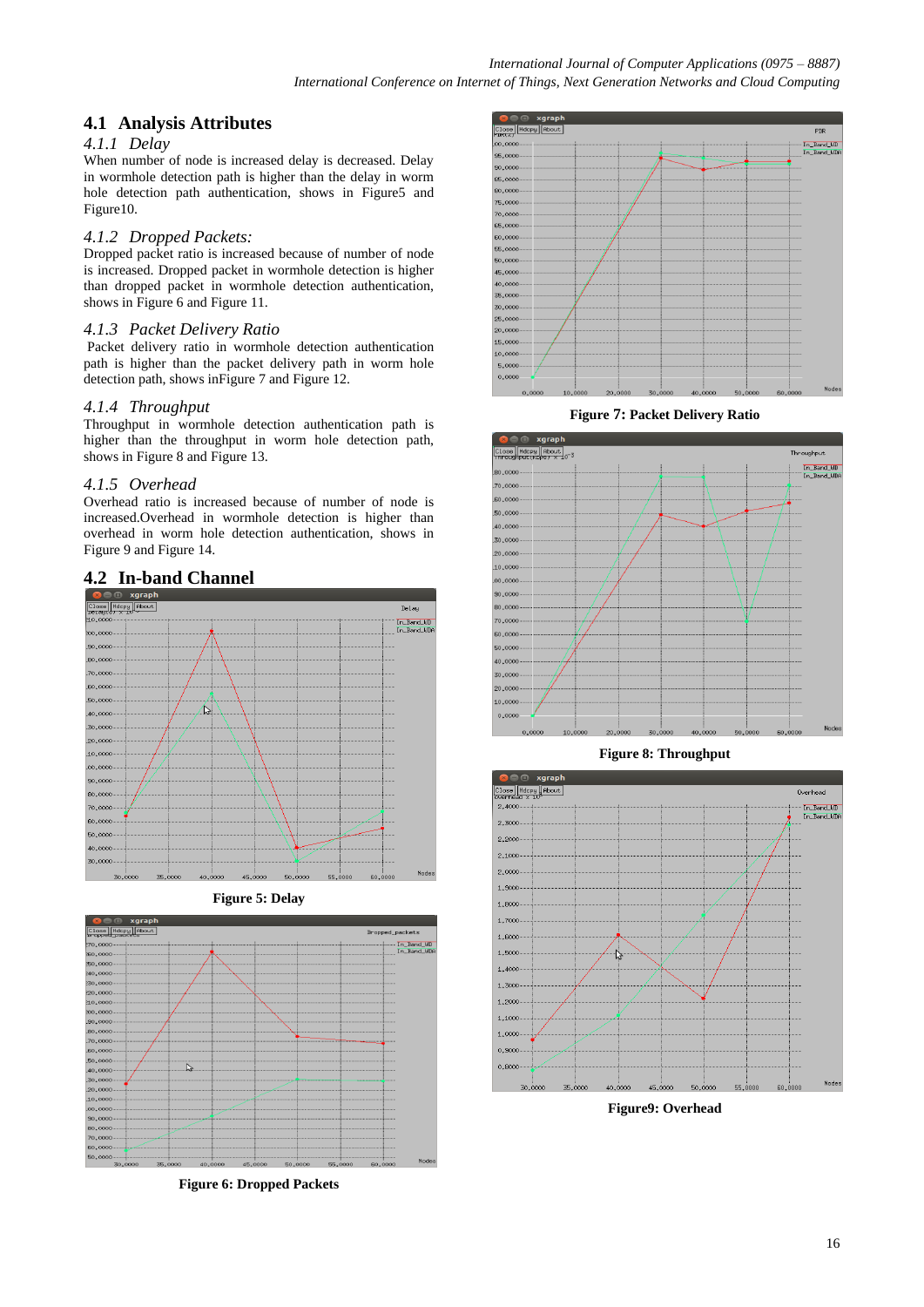## 4.1 Analysis Attributes

### 4.1.1 Delay

When number of node is increased delay is decreased. Delay in wormhole detection path is higher than the delay in worm hole detection path authentication, shows in Figure5 and Figure10.

### 4.1.2 Dropped Packets:

Dropped packet ratio is increased because of number of node is increased. Dropped packet in wormhole detection is higher than dropped packet in wormhole detection authentication, shows in Figure 6 and Figure 11.

### 4.1.3 Packet Delivery Ratio

Packet delivery ratio in wormhole detection authentication path is higher than the packet delivery path in worm hole detection path, shows inFigure 7 and Figure 12.

### 4.1.4 Throughput

Throughput in wormhole detection authentication path is higher than the throughput in worm hole detection path, shows in Figure 8 and Figure 13.

### 4.1.5 Overhead

Overhead ratio is increased because of number of node is increased.Overhead in wormhole detection is higher than overhead in worm hole detection authentication, shows in Figure 9 and Figure 14.

## 4.2 In-band Channel

**Figure 5: Delay**

**Figure 6: Dropped Packets**

**Figure 7: Packet Delivery Ratio**

**Figure 8: Throughput**

**Figure9: Overhead**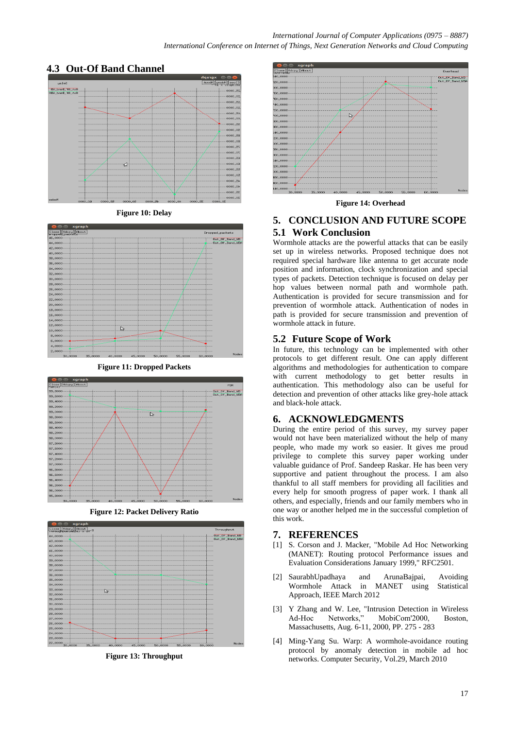## 4.3 Out-Of Band Channel

Figure 10: Delay

Figure 11: Dropped Packets

Figure 12: Packet Delivery Ratio

Figure 13: Throughput

Figure 14: Overhead

## 5. CONCLUSION AND FUTURE SCOPE

### 5.1 Work Conclusion

Wormhole attacks are the powerful attacks that can be easily set up in wireless networks. Proposed technique does not required special hardware like antenna to get accurate node position and information, clock synchronization and special types of packets. Detection technique is focused on delay per hop values between normal path and wormhole path. Authentication is provided for secure transmission and for prevention of wormhole attack. Authentication of nodes in path is provided for secure transmission and prevention of wormhole attack in future.

### 5.2 Future Scope of Work

In future, this technology can be implemented with other protocols to get different result. One can apply different algorithms and methodologies for authentication to compare with current methodology to get better results in authentication. This methodology also can be useful for detection and prevention of other attacks like grey-hole attack and black-hole attack.

## 6. ACKNOWLEDGMENTS

During the entire period of this survey, my survey paper would not have been materialized without the help of many people, who made my work so easier. It gives me proud privilege to complete this survey paper working under valuable guidance of Prof. Sandeep Raskar. He has been very supportive and patient throughout the process. I am also thankful to all staff members for providing all facilities and every help for smooth progress of paper work. I thank all others, and especially, friends and our family members who in one way or another helped me in the successful completion of this work.

## 7. REFERENCES

[1] S. Corson and J. Macker, "Mobile Ad Hoc Networking (MANET): Routing protocol Performance issues and Evaluation Considerations January 1999," RFC2501.

[2] SaurabhUpadhaya and ArunaBajpai, Avoiding Wormhole Attack in MANET using Statistical Approach, IEEE March 2012

[3] Y Zhang and W. Lee, "Intrusion Detection in Wireless Ad-Hoc Networks," MobiCom'2000, Boston, Massachusetts, Aug. 6-11, 2000, PP. 275 - 283

[4] Ming-Yang Su. Warp: A wormhole-avoidance routing protocol by anomaly detection in mobile ad hoc networks. Computer Security, Vol.29, March 2010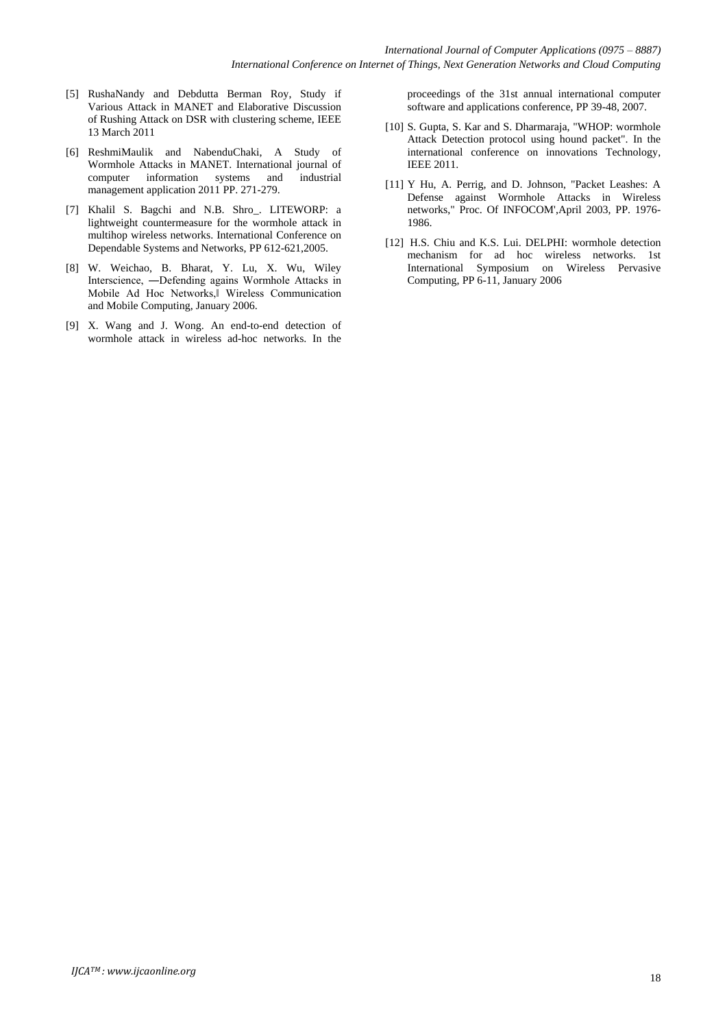[5] RushaNandy and Debdutta Berman Roy, Study if Various Attack in MANET and Elaborative Discussion of Rushing Attack on DSR with clustering scheme, IEEE 13 March 2011

[6] ReshmiMaulik and NabenduChaki, A Study of Wormhole Attacks in MANET. International journal of computer information systems and industrial management application 2011 PP. 271-279.

[7] Khalil S. Bagchi and N.B. Shro_. LITEWORP: a lightweight countermeasure for the wormhole attack in multihop wireless networks. International Conference on Dependable Systems and Networks, PP 612-621,2005.

[8] W. Weichao, B. Bharat, Y. Lu, X. Wu, Wiley Interscience, ―Defending agains Wormhole Attacks in Mobile Ad Hoc Networks,‖ Wireless Communication and Mobile Computing, January 2006.

[9] X. Wang and J. Wong. An end-to-end detection of wormhole attack in wireless ad-hoc networks. In the proceedings of the 31st annual international computer software and applications conference, PP 39-48, 2007.

[10] S. Gupta, S. Kar and S. Dharmaraja, "WHOP: wormhole Attack Detection protocol using hound packet". In the international conference on innovations Technology, IEEE 2011.

[11] Y Hu, A. Perrig, and D. Johnson, "Packet Leashes: A Defense against Wormhole Attacks in Wireless networks," Proc. Of INFOCOM',April 2003, PP. 1976-1986.

[12] H.S. Chiu and K.S. Lui. DELPHI: wormhole detection mechanism for ad hoc wireless networks. 1st International Symposium on Wireless Pervasive Computing, PP 6-11, January 2006